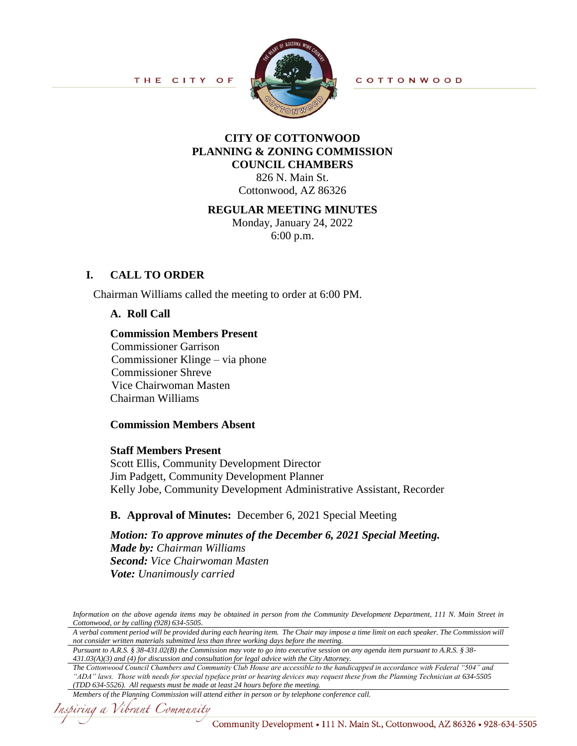THE CITY OF COTTONWOOD

# CITY OF COTTONWOOD
# PLANNING & ZONING COMMISSION
# COUNCIL CHAMBERS

826 N. Main St.
Cottonwood, AZ 86326

## REGULAR MEETING MINUTES

Monday, January 24, 2022
6:00 p.m.

## I. CALL TO ORDER

Chairman Williams called the meeting to order at 6:00 PM.

### A. Roll Call

**Commission Members Present**
Commissioner Garrison
Commissioner Klinge – via phone
Commissioner Shreve
Vice Chairwoman Masten
Chairman Williams

**Commission Members Absent**

**Staff Members Present**
Scott Ellis, Community Development Director
Jim Padgett, Community Development Planner
Kelly Jobe, Community Development Administrative Assistant, Recorder

### B. Approval of Minutes: December 6, 2021 Special Meeting

***Motion: To approve minutes of the December 6, 2021 Special Meeting.***
***Made by:*** *Chairman Williams*
***Second:*** *Vice Chairwoman Masten*
***Vote:*** *Unanimously carried*

*Information on the above agenda items may be obtained in person from the Community Development Department, 111 N. Main Street in Cottonwood, or by calling (928) 634-5505.*

*A verbal comment period will be provided during each hearing item. The Chair may impose a time limit on each speaker. The Commission will not consider written materials submitted less than three working days before the meeting.*

*Pursuant to A.R.S. § 38-431.02(B) the Commission may vote to go into executive session on any agenda item pursuant to A.R.S. § 38-431.03(A)(3) and (4) for discussion and consultation for legal advice with the City Attorney.*

*The Cottonwood Council Chambers and Community Club House are accessible to the handicapped in accordance with Federal "504" and "ADA" laws. Those with needs for special typeface print or hearing devices may request these from the Planning Technician at 634-5505 (TDD 634-5526). All requests must be made at least 24 hours before the meeting.*

*Members of the Planning Commission will attend either in person or by telephone conference call.*

*Inspiring a Vibrant Community*

Community Development • 111 N. Main St., Cottonwood, AZ 86326 • 928-634-5505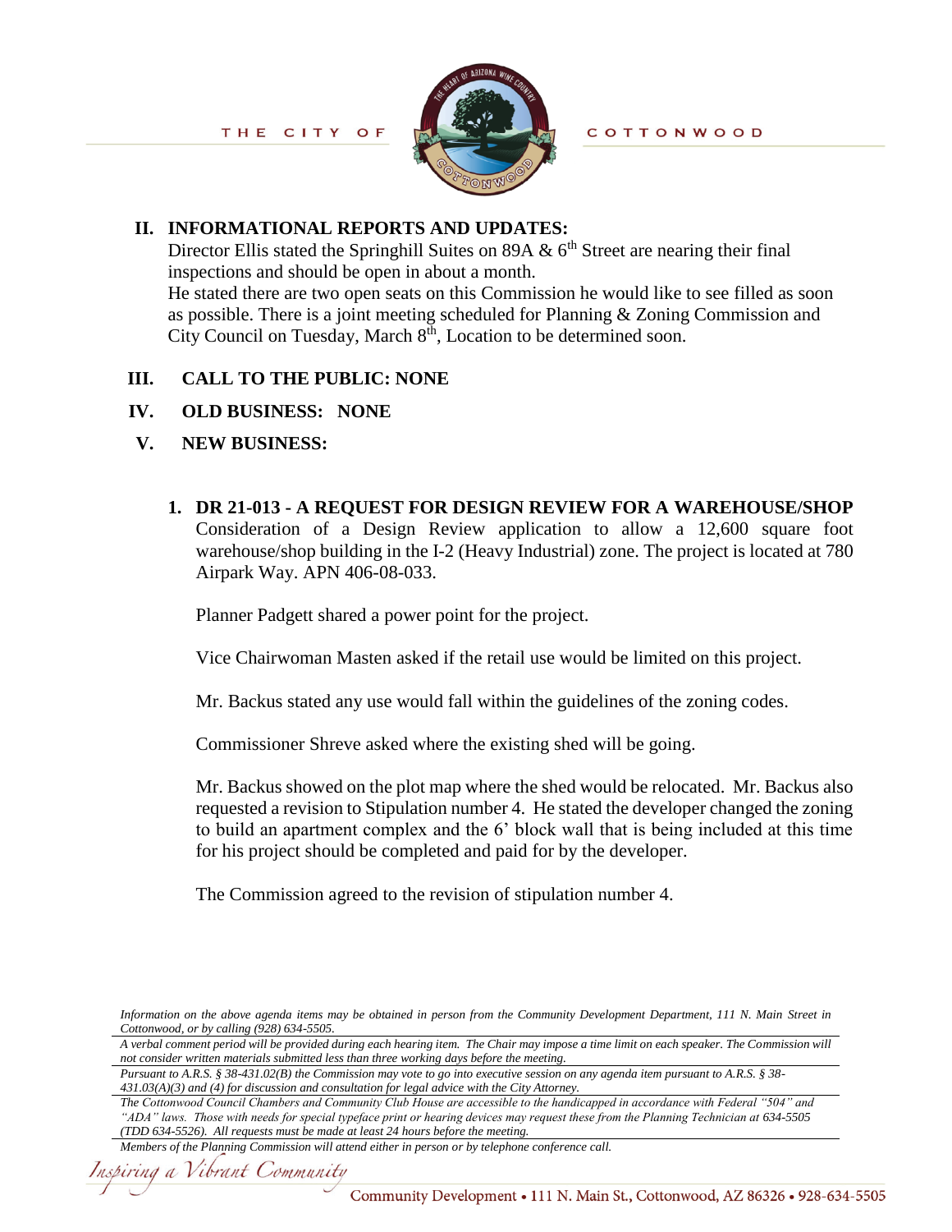## II. INFORMATIONAL REPORTS AND UPDATES:

Director Ellis stated the Springhill Suites on 89A & 6th Street are nearing their final inspections and should be open in about a month.
He stated there are two open seats on this Commission he would like to see filled as soon as possible. There is a joint meeting scheduled for Planning & Zoning Commission and City Council on Tuesday, March 8th, Location to be determined soon.

## III. CALL TO THE PUBLIC: NONE

## IV. OLD BUSINESS: NONE

## V. NEW BUSINESS:

**1. DR 21-013 - A REQUEST FOR DESIGN REVIEW FOR A WAREHOUSE/SHOP**
Consideration of a Design Review application to allow a 12,600 square foot warehouse/shop building in the I-2 (Heavy Industrial) zone. The project is located at 780 Airpark Way. APN 406-08-033.

Planner Padgett shared a power point for the project.

Vice Chairwoman Masten asked if the retail use would be limited on this project.

Mr. Backus stated any use would fall within the guidelines of the zoning codes.

Commissioner Shreve asked where the existing shed will be going.

Mr. Backus showed on the plot map where the shed would be relocated. Mr. Backus also requested a revision to Stipulation number 4. He stated the developer changed the zoning to build an apartment complex and the 6' block wall that is being included at this time for his project should be completed and paid for by the developer.

The Commission agreed to the revision of stipulation number 4.

*Information on the above agenda items may be obtained in person from the Community Development Department, 111 N. Main Street in Cottonwood, or by calling (928) 634-5505.*

*A verbal comment period will be provided during each hearing item. The Chair may impose a time limit on each speaker. The Commission will not consider written materials submitted less than three working days before the meeting.*

*Pursuant to A.R.S. § 38-431.02(B) the Commission may vote to go into executive session on any agenda item pursuant to A.R.S. § 38-431.03(A)(3) and (4) for discussion and consultation for legal advice with the City Attorney.*

*The Cottonwood Council Chambers and Community Club House are accessible to the handicapped in accordance with Federal "504" and "ADA" laws. Those with needs for special typeface print or hearing devices may request these from the Planning Technician at 634-5505 (TDD 634-5526). All requests must be made at least 24 hours before the meeting.*

*Members of the Planning Commission will attend either in person or by telephone conference call.*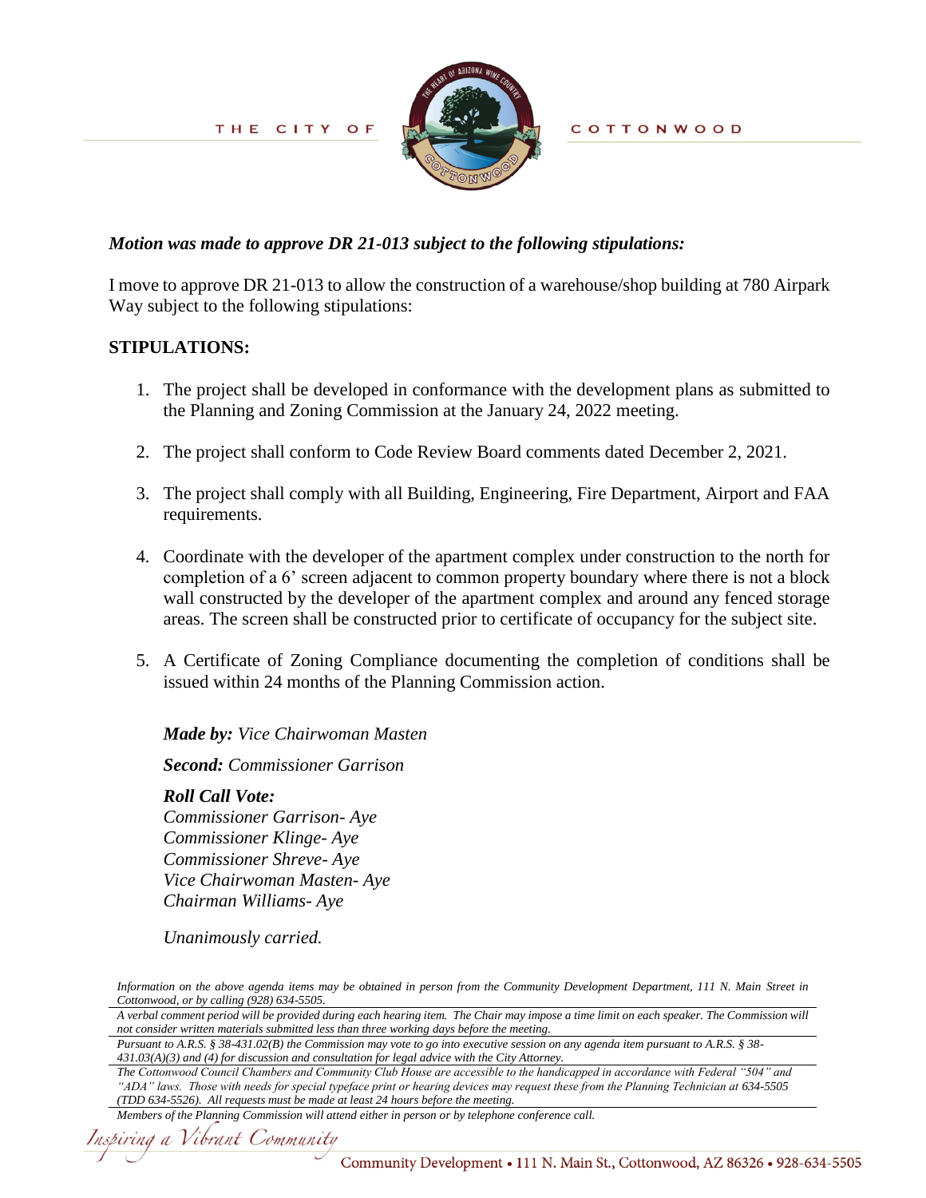*Motion was made to approve DR 21-013 subject to the following stipulations:*

I move to approve DR 21-013 to allow the construction of a warehouse/shop building at 780 Airpark Way subject to the following stipulations:

**STIPULATIONS:**

1. The project shall be developed in conformance with the development plans as submitted to the Planning and Zoning Commission at the January 24, 2022 meeting.

2. The project shall conform to Code Review Board comments dated December 2, 2021.

3. The project shall comply with all Building, Engineering, Fire Department, Airport and FAA requirements.

4. Coordinate with the developer of the apartment complex under construction to the north for completion of a 6' screen adjacent to common property boundary where there is not a block wall constructed by the developer of the apartment complex and around any fenced storage areas. The screen shall be constructed prior to certificate of occupancy for the subject site.

5. A Certificate of Zoning Compliance documenting the completion of conditions shall be issued within 24 months of the Planning Commission action.

***Made by:*** *Vice Chairwoman Masten*

***Second:*** *Commissioner Garrison*

***Roll Call Vote:***
*Commissioner Garrison- Aye*
*Commissioner Klinge- Aye*
*Commissioner Shreve- Aye*
*Vice Chairwoman Masten- Aye*
*Chairman Williams- Aye*

*Unanimously carried.*

*Information on the above agenda items may be obtained in person from the Community Development Department, 111 N. Main Street in Cottonwood, or by calling (928) 634-5505.*

*A verbal comment period will be provided during each hearing item. The Chair may impose a time limit on each speaker. The Commission will not consider written materials submitted less than three working days before the meeting.*

*Pursuant to A.R.S. § 38-431.02(B) the Commission may vote to go into executive session on any agenda item pursuant to A.R.S. § 38-431.03(A)(3) and (4) for discussion and consultation for legal advice with the City Attorney.*

*The Cottonwood Council Chambers and Community Club House are accessible to the handicapped in accordance with Federal "504" and "ADA" laws. Those with needs for special typeface print or hearing devices may request these from the Planning Technician at 634-5505 (TDD 634-5526). All requests must be made at least 24 hours before the meeting.*

*Members of the Planning Commission will attend either in person or by telephone conference call.*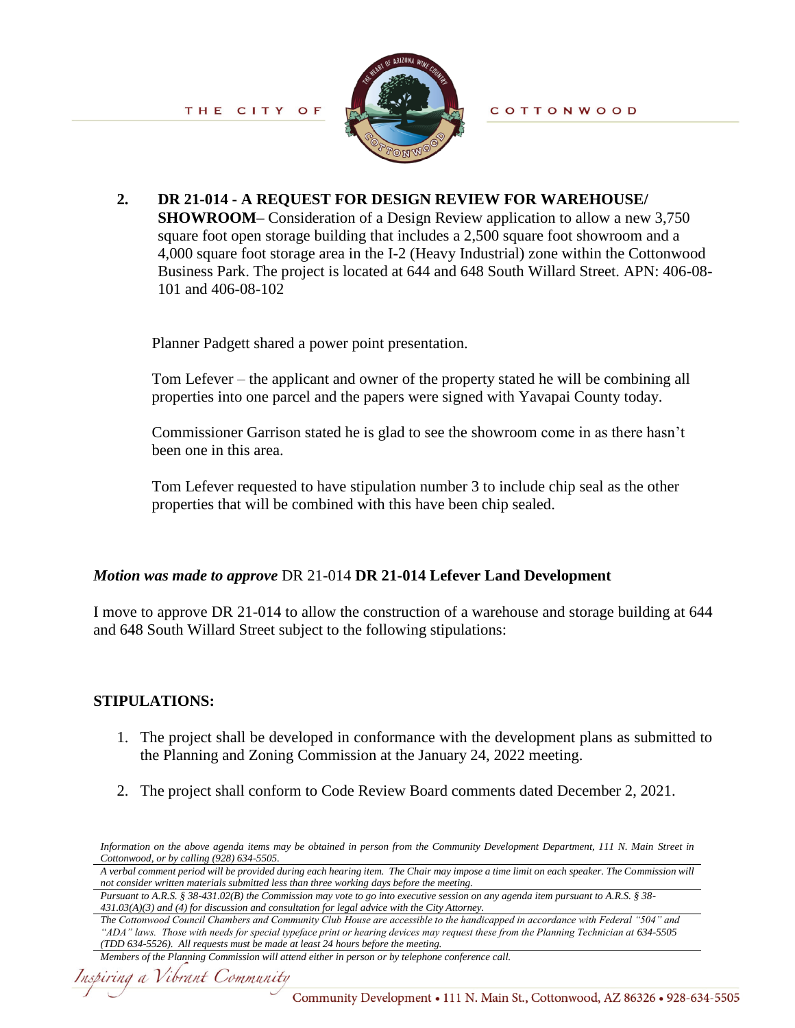2. **DR 21-014 - A REQUEST FOR DESIGN REVIEW FOR WAREHOUSE/ SHOWROOM–** Consideration of a Design Review application to allow a new 3,750 square foot open storage building that includes a 2,500 square foot showroom and a 4,000 square foot storage area in the I-2 (Heavy Industrial) zone within the Cottonwood Business Park. The project is located at 644 and 648 South Willard Street. APN: 406-08-101 and 406-08-102

Planner Padgett shared a power point presentation.

Tom Lefever – the applicant and owner of the property stated he will be combining all properties into one parcel and the papers were signed with Yavapai County today.

Commissioner Garrison stated he is glad to see the showroom come in as there hasn't been one in this area.

Tom Lefever requested to have stipulation number 3 to include chip seal as the other properties that will be combined with this have been chip sealed.

***Motion was made to approve*** DR 21-014 **DR 21-014 Lefever Land Development**

I move to approve DR 21-014 to allow the construction of a warehouse and storage building at 644 and 648 South Willard Street subject to the following stipulations:

**STIPULATIONS:**

1. The project shall be developed in conformance with the development plans as submitted to the Planning and Zoning Commission at the January 24, 2022 meeting.
2. The project shall conform to Code Review Board comments dated December 2, 2021.

*Information on the above agenda items may be obtained in person from the Community Development Department, 111 N. Main Street in Cottonwood, or by calling (928) 634-5505.*

*A verbal comment period will be provided during each hearing item. The Chair may impose a time limit on each speaker. The Commission will not consider written materials submitted less than three working days before the meeting.*

*Pursuant to A.R.S. § 38-431.02(B) the Commission may vote to go into executive session on any agenda item pursuant to A.R.S. § 38-431.03(A)(3) and (4) for discussion and consultation for legal advice with the City Attorney.*

*The Cottonwood Council Chambers and Community Club House are accessible to the handicapped in accordance with Federal "504" and "ADA" laws. Those with needs for special typeface print or hearing devices may request these from the Planning Technician at 634-5505 (TDD 634-5526). All requests must be made at least 24 hours before the meeting.*

*Members of the Planning Commission will attend either in person or by telephone conference call.*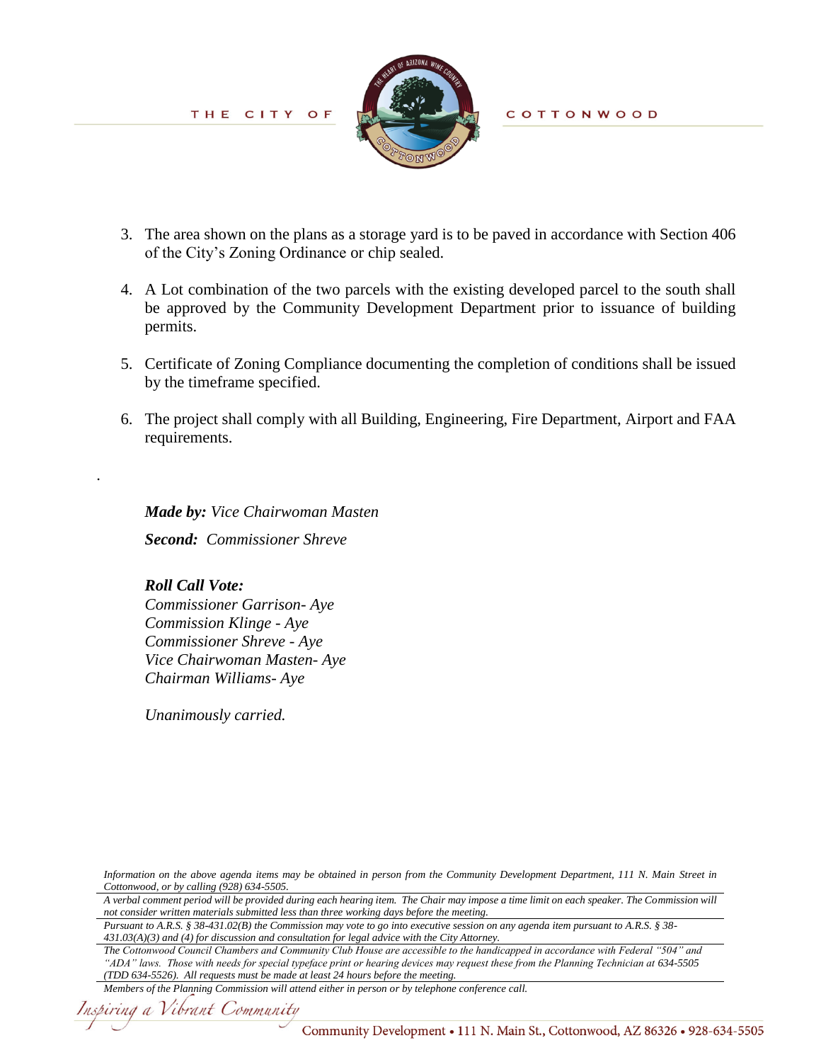3. The area shown on the plans as a storage yard is to be paved in accordance with Section 406 of the City's Zoning Ordinance or chip sealed.

4. A Lot combination of the two parcels with the existing developed parcel to the south shall be approved by the Community Development Department prior to issuance of building permits.

5. Certificate of Zoning Compliance documenting the completion of conditions shall be issued by the timeframe specified.

6. The project shall comply with all Building, Engineering, Fire Department, Airport and FAA requirements.

.

***Made by:*** *Vice Chairwoman Masten*

***Second:*** *Commissioner Shreve*

***Roll Call Vote:***
*Commissioner Garrison- Aye*
*Commission Klinge - Aye*
*Commissioner Shreve - Aye*
*Vice Chairwoman Masten- Aye*
*Chairman Williams- Aye*

*Unanimously carried.*

*Information on the above agenda items may be obtained in person from the Community Development Department, 111 N. Main Street in Cottonwood, or by calling (928) 634-5505.*

*A verbal comment period will be provided during each hearing item. The Chair may impose a time limit on each speaker. The Commission will not consider written materials submitted less than three working days before the meeting.*

*Pursuant to A.R.S. § 38-431.02(B) the Commission may vote to go into executive session on any agenda item pursuant to A.R.S. § 38-431.03(A)(3) and (4) for discussion and consultation for legal advice with the City Attorney.*

*The Cottonwood Council Chambers and Community Club House are accessible to the handicapped in accordance with Federal "504" and "ADA" laws. Those with needs for special typeface print or hearing devices may request these from the Planning Technician at 634-5505 (TDD 634-5526). All requests must be made at least 24 hours before the meeting.*

*Members of the Planning Commission will attend either in person or by telephone conference call.*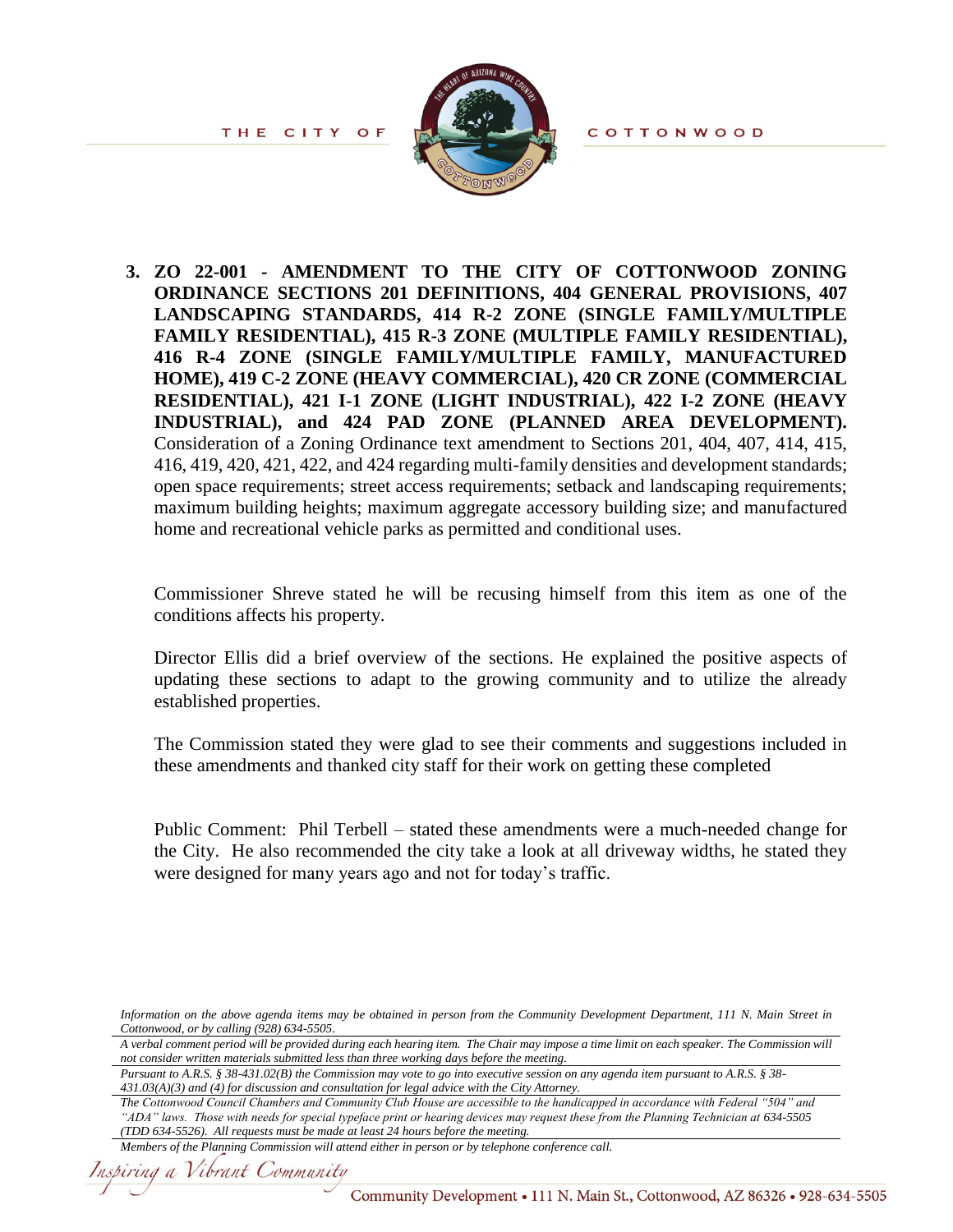**3. ZO 22-001 - AMENDMENT TO THE CITY OF COTTONWOOD ZONING ORDINANCE SECTIONS 201 DEFINITIONS, 404 GENERAL PROVISIONS, 407 LANDSCAPING STANDARDS, 414 R-2 ZONE (SINGLE FAMILY/MULTIPLE FAMILY RESIDENTIAL), 415 R-3 ZONE (MULTIPLE FAMILY RESIDENTIAL), 416 R-4 ZONE (SINGLE FAMILY/MULTIPLE FAMILY, MANUFACTURED HOME), 419 C-2 ZONE (HEAVY COMMERCIAL), 420 CR ZONE (COMMERCIAL RESIDENTIAL), 421 I-1 ZONE (LIGHT INDUSTRIAL), 422 I-2 ZONE (HEAVY INDUSTRIAL), and 424 PAD ZONE (PLANNED AREA DEVELOPMENT).** Consideration of a Zoning Ordinance text amendment to Sections 201, 404, 407, 414, 415, 416, 419, 420, 421, 422, and 424 regarding multi-family densities and development standards; open space requirements; street access requirements; setback and landscaping requirements; maximum building heights; maximum aggregate accessory building size; and manufactured home and recreational vehicle parks as permitted and conditional uses.

Commissioner Shreve stated he will be recusing himself from this item as one of the conditions affects his property.

Director Ellis did a brief overview of the sections. He explained the positive aspects of updating these sections to adapt to the growing community and to utilize the already established properties.

The Commission stated they were glad to see their comments and suggestions included in these amendments and thanked city staff for their work on getting these completed

Public Comment: Phil Terbell – stated these amendments were a much-needed change for the City. He also recommended the city take a look at all driveway widths, he stated they were designed for many years ago and not for today's traffic.

*Information on the above agenda items may be obtained in person from the Community Development Department, 111 N. Main Street in Cottonwood, or by calling (928) 634-5505.*

*A verbal comment period will be provided during each hearing item. The Chair may impose a time limit on each speaker. The Commission will not consider written materials submitted less than three working days before the meeting.*

*Pursuant to A.R.S. § 38-431.02(B) the Commission may vote to go into executive session on any agenda item pursuant to A.R.S. § 38-431.03(A)(3) and (4) for discussion and consultation for legal advice with the City Attorney.*

*The Cottonwood Council Chambers and Community Club House are accessible to the handicapped in accordance with Federal "504" and "ADA" laws. Those with needs for special typeface print or hearing devices may request these from the Planning Technician at 634-5505 (TDD 634-5526). All requests must be made at least 24 hours before the meeting.*

*Members of the Planning Commission will attend either in person or by telephone conference call.*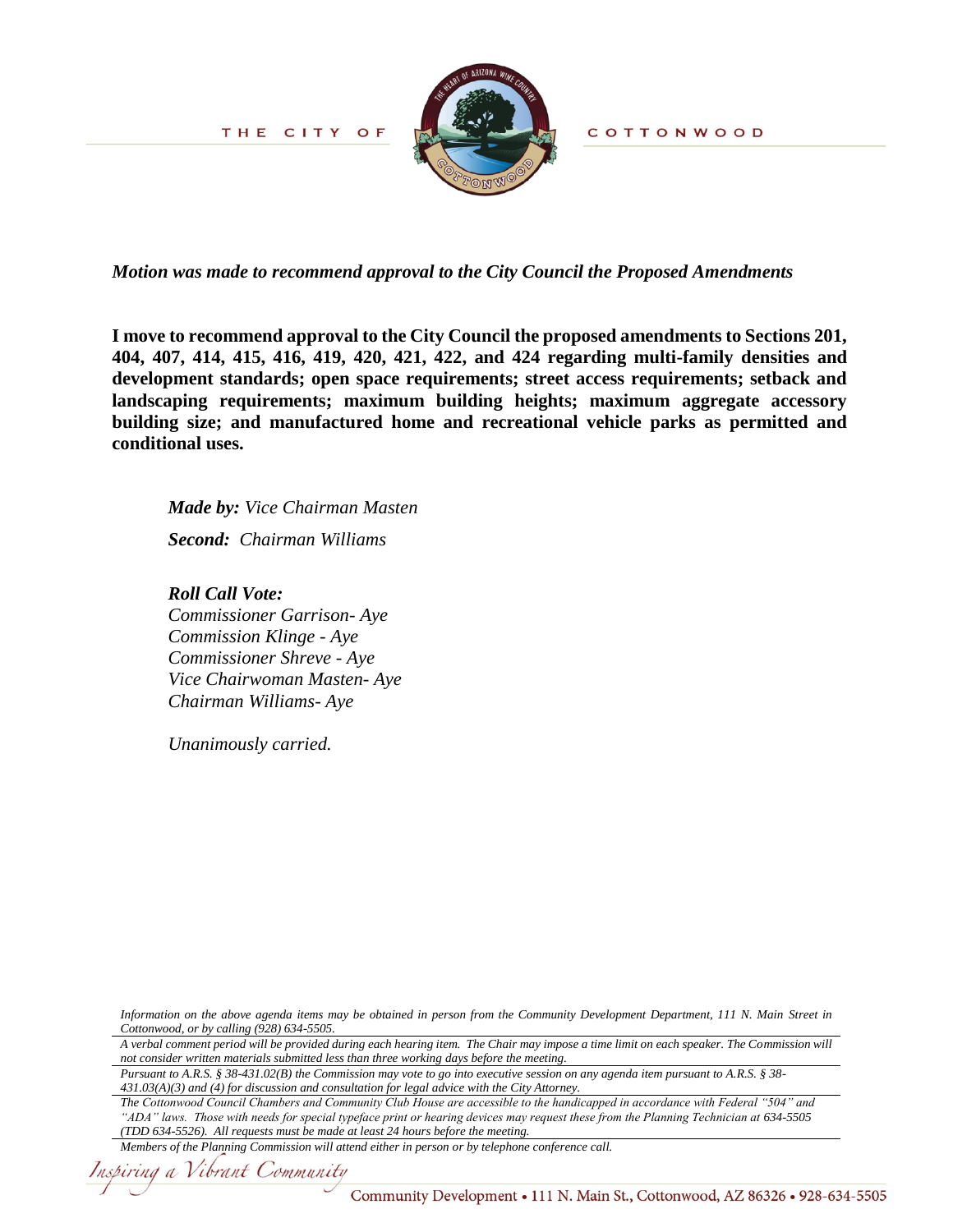*Motion was made to recommend approval to the City Council the Proposed Amendments*

**I move to recommend approval to the City Council the proposed amendments to Sections 201, 404, 407, 414, 415, 416, 419, 420, 421, 422, and 424 regarding multi-family densities and development standards; open space requirements; street access requirements; setback and landscaping requirements; maximum building heights; maximum aggregate accessory building size; and manufactured home and recreational vehicle parks as permitted and conditional uses.**

> ***Made by:*** *Vice Chairman Masten*
>
> ***Second:*** *Chairman Williams*
>
> ***Roll Call Vote:***
> *Commissioner Garrison- Aye*
> *Commission Klinge - Aye*
> *Commissioner Shreve - Aye*
> *Vice Chairwoman Masten- Aye*
> *Chairman Williams- Aye*
>
> *Unanimously carried.*

*Information on the above agenda items may be obtained in person from the Community Development Department, 111 N. Main Street in Cottonwood, or by calling (928) 634-5505.*

*A verbal comment period will be provided during each hearing item. The Chair may impose a time limit on each speaker. The Commission will not consider written materials submitted less than three working days before the meeting.*

*Pursuant to A.R.S. § 38-431.02(B) the Commission may vote to go into executive session on any agenda item pursuant to A.R.S. § 38-431.03(A)(3) and (4) for discussion and consultation for legal advice with the City Attorney.*

*The Cottonwood Council Chambers and Community Club House are accessible to the handicapped in accordance with Federal "504" and "ADA" laws. Those with needs for special typeface print or hearing devices may request these from the Planning Technician at 634-5505 (TDD 634-5526). All requests must be made at least 24 hours before the meeting.*

*Members of the Planning Commission will attend either in person or by telephone conference call.*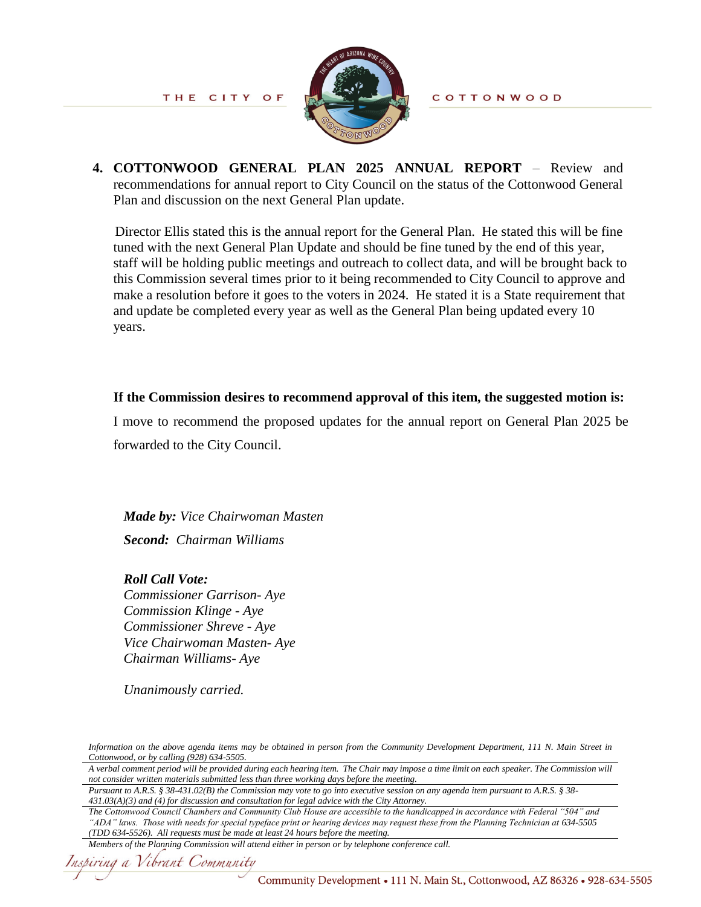**4. COTTONWOOD GENERAL PLAN 2025 ANNUAL REPORT** – Review and recommendations for annual report to City Council on the status of the Cottonwood General Plan and discussion on the next General Plan update.

Director Ellis stated this is the annual report for the General Plan. He stated this will be fine tuned with the next General Plan Update and should be fine tuned by the end of this year, staff will be holding public meetings and outreach to collect data, and will be brought back to this Commission several times prior to it being recommended to City Council to approve and make a resolution before it goes to the voters in 2024. He stated it is a State requirement that and update be completed every year as well as the General Plan being updated every 10 years.

**If the Commission desires to recommend approval of this item, the suggested motion is:**

I move to recommend the proposed updates for the annual report on General Plan 2025 be forwarded to the City Council.

***Made by:*** *Vice Chairwoman Masten*

***Second:*** *Chairman Williams*

***Roll Call Vote:***
*Commissioner Garrison- Aye*
*Commission Klinge - Aye*
*Commissioner Shreve - Aye*
*Vice Chairwoman Masten- Aye*
*Chairman Williams- Aye*

*Unanimously carried.*

*Information on the above agenda items may be obtained in person from the Community Development Department, 111 N. Main Street in Cottonwood, or by calling (928) 634-5505.*

*A verbal comment period will be provided during each hearing item. The Chair may impose a time limit on each speaker. The Commission will not consider written materials submitted less than three working days before the meeting.*

*Pursuant to A.R.S. § 38-431.02(B) the Commission may vote to go into executive session on any agenda item pursuant to A.R.S. § 38-431.03(A)(3) and (4) for discussion and consultation for legal advice with the City Attorney.*

*The Cottonwood Council Chambers and Community Club House are accessible to the handicapped in accordance with Federal "504" and "ADA" laws. Those with needs for special typeface print or hearing devices may request these from the Planning Technician at 634-5505 (TDD 634-5526). All requests must be made at least 24 hours before the meeting.*

*Members of the Planning Commission will attend either in person or by telephone conference call.*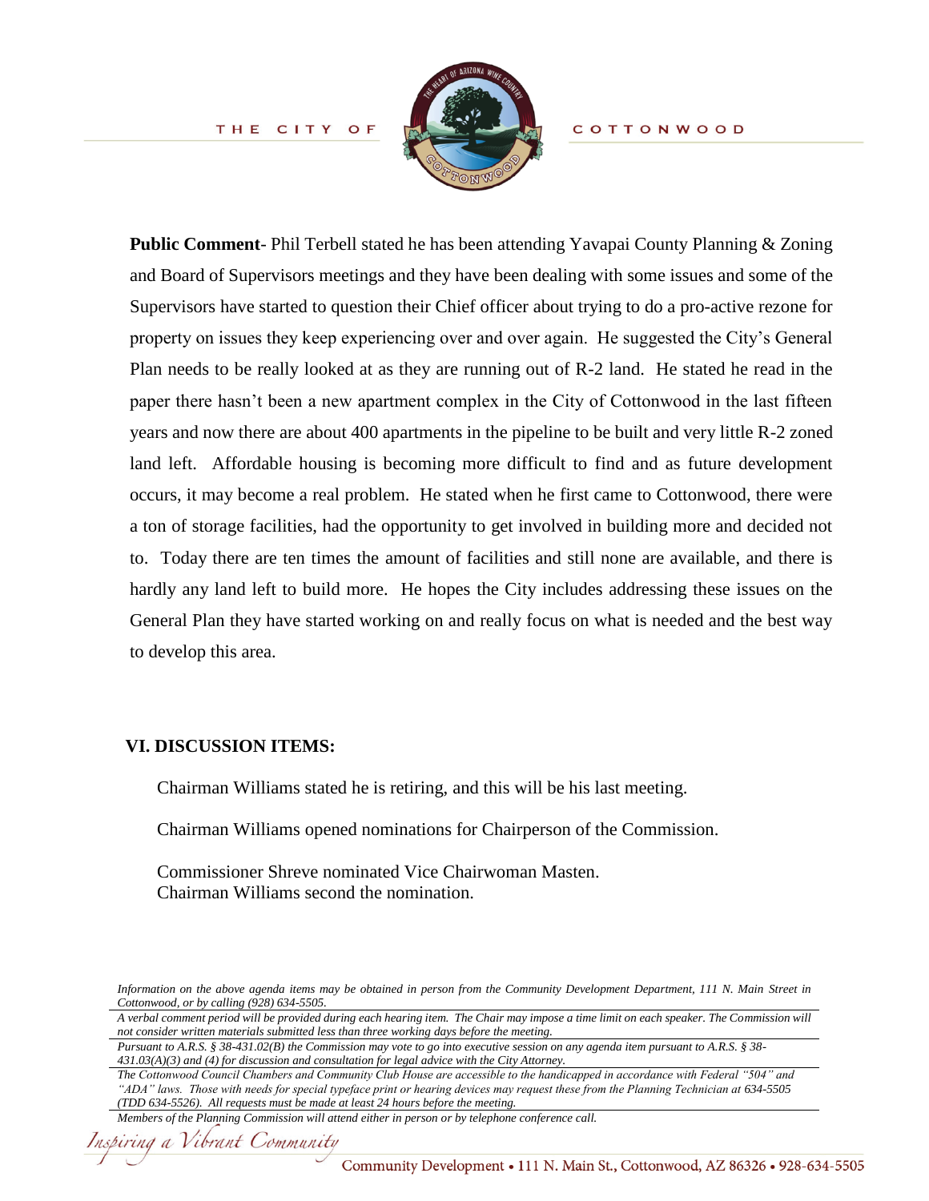**Public Comment**- Phil Terbell stated he has been attending Yavapai County Planning & Zoning and Board of Supervisors meetings and they have been dealing with some issues and some of the Supervisors have started to question their Chief officer about trying to do a pro-active rezone for property on issues they keep experiencing over and over again. He suggested the City's General Plan needs to be really looked at as they are running out of R-2 land. He stated he read in the paper there hasn't been a new apartment complex in the City of Cottonwood in the last fifteen years and now there are about 400 apartments in the pipeline to be built and very little R-2 zoned land left. Affordable housing is becoming more difficult to find and as future development occurs, it may become a real problem. He stated when he first came to Cottonwood, there were a ton of storage facilities, had the opportunity to get involved in building more and decided not to. Today there are ten times the amount of facilities and still none are available, and there is hardly any land left to build more. He hopes the City includes addressing these issues on the General Plan they have started working on and really focus on what is needed and the best way to develop this area.

## VI. DISCUSSION ITEMS:

Chairman Williams stated he is retiring, and this will be his last meeting.

Chairman Williams opened nominations for Chairperson of the Commission.

Commissioner Shreve nominated Vice Chairwoman Masten.
Chairman Williams second the nomination.

*Information on the above agenda items may be obtained in person from the Community Development Department, 111 N. Main Street in Cottonwood, or by calling (928) 634-5505.*

*A verbal comment period will be provided during each hearing item. The Chair may impose a time limit on each speaker. The Commission will not consider written materials submitted less than three working days before the meeting.*

*Pursuant to A.R.S. § 38-431.02(B) the Commission may vote to go into executive session on any agenda item pursuant to A.R.S. § 38-431.03(A)(3) and (4) for discussion and consultation for legal advice with the City Attorney.*

*The Cottonwood Council Chambers and Community Club House are accessible to the handicapped in accordance with Federal "504" and "ADA" laws. Those with needs for special typeface print or hearing devices may request these from the Planning Technician at 634-5505 (TDD 634-5526). All requests must be made at least 24 hours before the meeting.*

*Members of the Planning Commission will attend either in person or by telephone conference call.*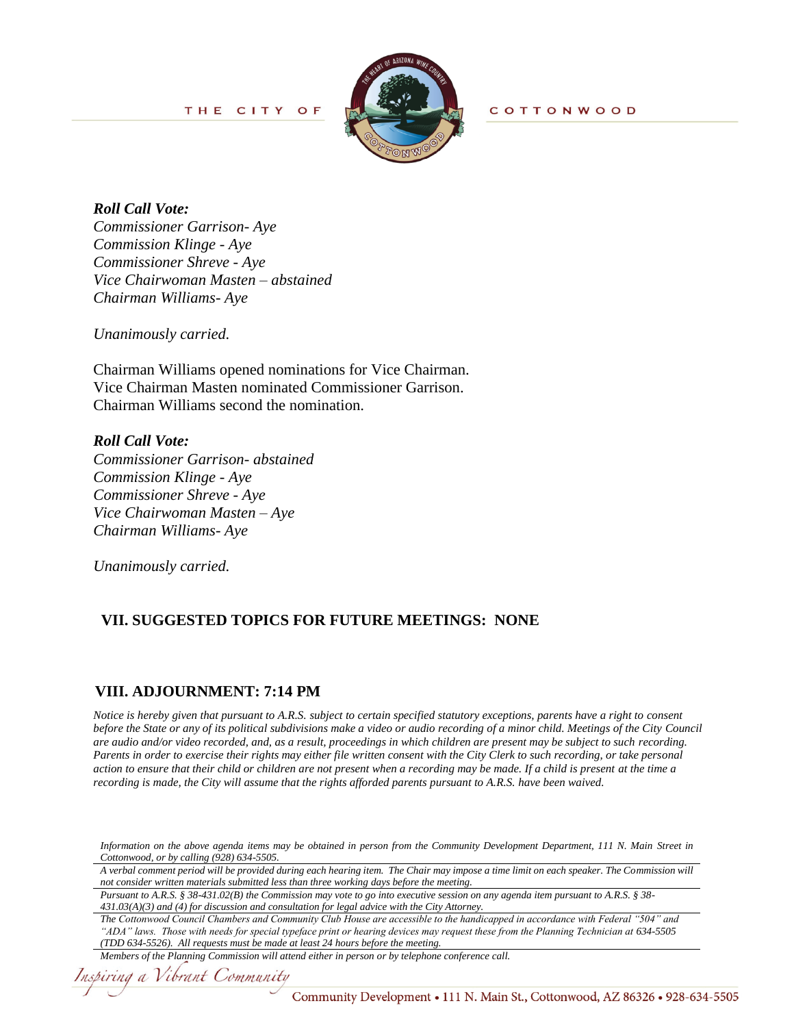***Roll Call Vote:***
*Commissioner Garrison- Aye*
*Commission Klinge - Aye*
*Commissioner Shreve - Aye*
*Vice Chairwoman Masten – abstained*
*Chairman Williams- Aye*

*Unanimously carried.*

Chairman Williams opened nominations for Vice Chairman.
Vice Chairman Masten nominated Commissioner Garrison.
Chairman Williams second the nomination.

***Roll Call Vote:***
*Commissioner Garrison- abstained*
*Commission Klinge - Aye*
*Commissioner Shreve - Aye*
*Vice Chairwoman Masten – Aye*
*Chairman Williams- Aye*

*Unanimously carried.*

## VII. SUGGESTED TOPICS FOR FUTURE MEETINGS: NONE

## VIII. ADJOURNMENT: 7:14 PM

*Notice is hereby given that pursuant to A.R.S. subject to certain specified statutory exceptions, parents have a right to consent before the State or any of its political subdivisions make a video or audio recording of a minor child. Meetings of the City Council are audio and/or video recorded, and, as a result, proceedings in which children are present may be subject to such recording. Parents in order to exercise their rights may either file written consent with the City Clerk to such recording, or take personal action to ensure that their child or children are not present when a recording may be made. If a child is present at the time a recording is made, the City will assume that the rights afforded parents pursuant to A.R.S. have been waived.*

*Information on the above agenda items may be obtained in person from the Community Development Department, 111 N. Main Street in Cottonwood, or by calling (928) 634-5505.*

*A verbal comment period will be provided during each hearing item. The Chair may impose a time limit on each speaker. The Commission will not consider written materials submitted less than three working days before the meeting.*

*Pursuant to A.R.S. § 38-431.02(B) the Commission may vote to go into executive session on any agenda item pursuant to A.R.S. § 38-431.03(A)(3) and (4) for discussion and consultation for legal advice with the City Attorney.*

*The Cottonwood Council Chambers and Community Club House are accessible to the handicapped in accordance with Federal "504" and "ADA" laws. Those with needs for special typeface print or hearing devices may request these from the Planning Technician at 634-5505 (TDD 634-5526). All requests must be made at least 24 hours before the meeting.*

*Members of the Planning Commission will attend either in person or by telephone conference call.*